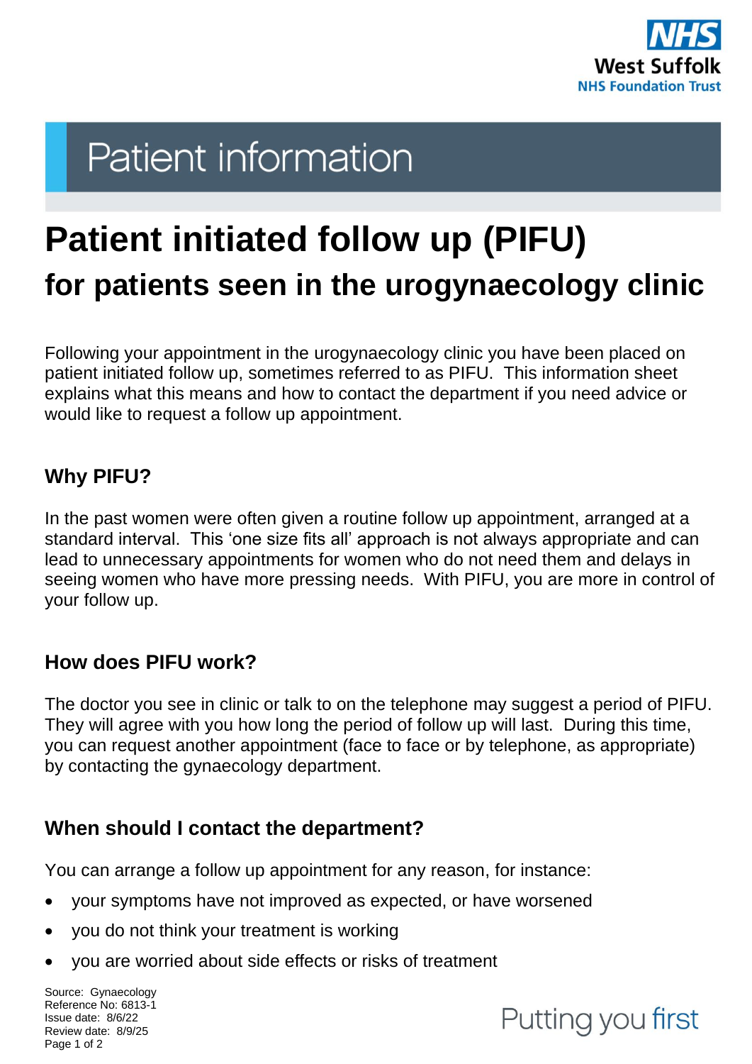# Patient initiated follow up (PIFU)

## for patients seen in the urogynaecology clinic

Following your appointment in the urogynaecology clinic you have been placed on patient initiated follow up, sometimes referred to as PIFU. This information sheet explains what this means and how to contact the department if you need advice or would like to request a follow up appointment.

### Why PIFU?

In the past women were often given a routine follow up appointment, arranged at a standard interval. This 'one size fits all' approach is not always appropriate and can lead to unnecessary appointments for women who do not need them and delays in seeing women who have more pressing needs. With PIFU, you are more in control of your follow up.

### How does PIFU work?

The doctor you see in clinic or talk to on the telephone may suggest a period of PIFU. They will agree with you how long the period of follow up will last. During this time, you can request another appointment (face to face or by telephone, as appropriate) by contacting the gynaecology department.

### When should I contact the department?

You can arrange a follow up appointment for any reason, for instance:

- your symptoms have not improved as expected, or have worsened
- you do not think your treatment is working
- you are worried about side effects or risks of treatment

Source: Gynaecology
Reference No: 6813-1
Issue date: 8/6/22
Review date: 8/9/25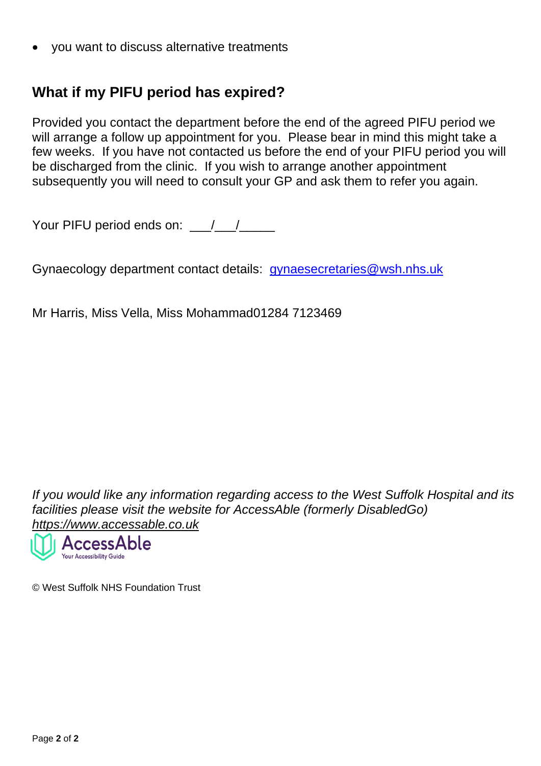- you want to discuss alternative treatments

## What if my PIFU period has expired?

Provided you contact the department before the end of the agreed PIFU period we will arrange a follow up appointment for you. Please bear in mind this might take a few weeks. If you have not contacted us before the end of your PIFU period you will be discharged from the clinic. If you wish to arrange another appointment subsequently you will need to consult your GP and ask them to refer you again.

Your PIFU period ends on: ___/___/_____

Gynaecology department contact details: gynaesecretaries@wsh.nhs.uk

Mr Harris, Miss Vella, Miss Mohammad01284 7123469

*If you would like any information regarding access to the West Suffolk Hospital and its facilities please visit the website for AccessAble (formerly DisabledGo) https://www.accessable.co.uk*

AccessAble
Your Accessibility Guide

© West Suffolk NHS Foundation Trust